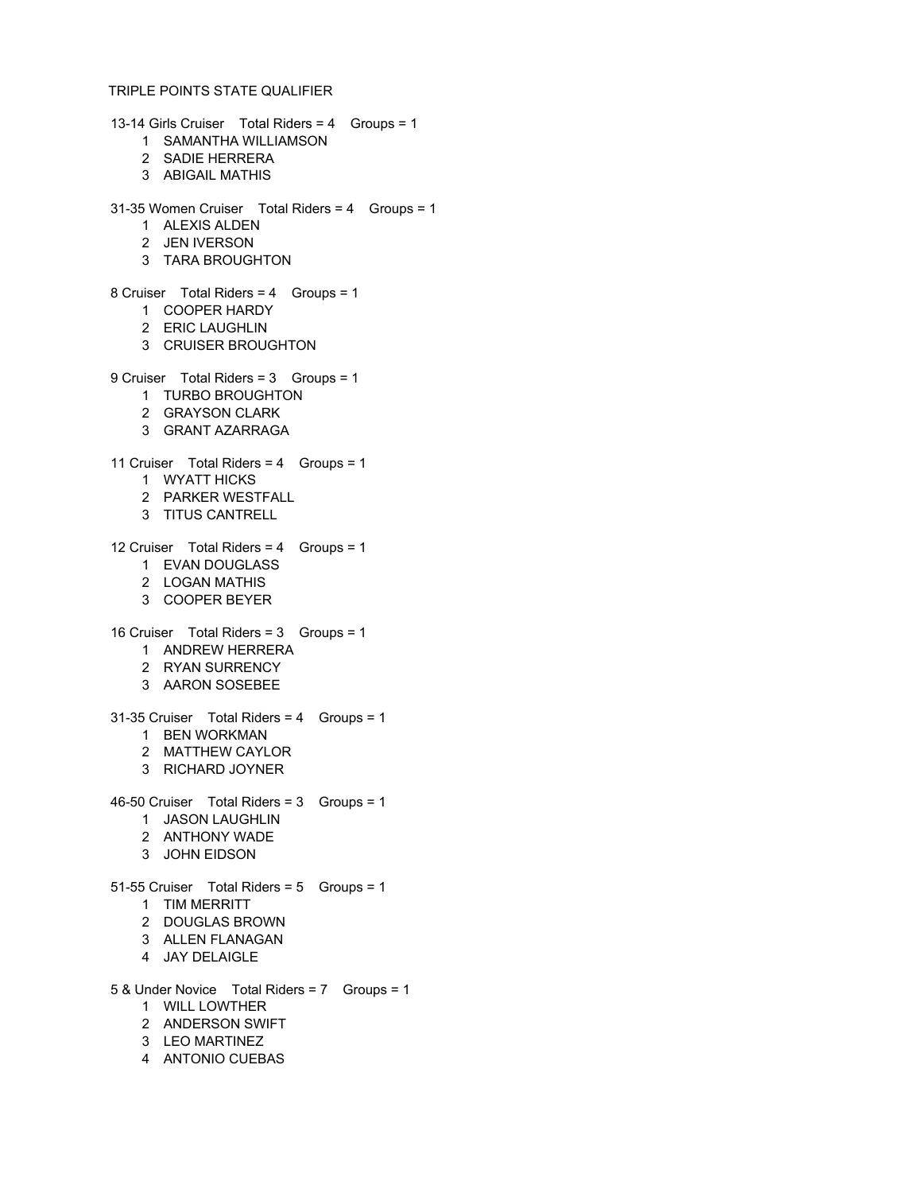# TRIPLE POINTS STATE QUALIFIER

## 13-14 Girls Cruiser    Total Riders = 4    Groups = 1

1 SAMANTHA WILLIAMSON
2 SADIE HERRERA
3 ABIGAIL MATHIS

## 31-35 Women Cruiser    Total Riders = 4    Groups = 1

1 ALEXIS ALDEN
2 JEN IVERSON
3 TARA BROUGHTON

## 8 Cruiser    Total Riders = 4    Groups = 1

1 COOPER HARDY
2 ERIC LAUGHLIN
3 CRUISER BROUGHTON

## 9 Cruiser    Total Riders = 3    Groups = 1

1 TURBO BROUGHTON
2 GRAYSON CLARK
3 GRANT AZARRAGA

## 11 Cruiser    Total Riders = 4    Groups = 1

1 WYATT HICKS
2 PARKER WESTFALL
3 TITUS CANTRELL

## 12 Cruiser    Total Riders = 4    Groups = 1

1 EVAN DOUGLASS
2 LOGAN MATHIS
3 COOPER BEYER

## 16 Cruiser    Total Riders = 3    Groups = 1

1 ANDREW HERRERA
2 RYAN SURRENCY
3 AARON SOSEBEE

## 31-35 Cruiser    Total Riders = 4    Groups = 1

1 BEN WORKMAN
2 MATTHEW CAYLOR
3 RICHARD JOYNER

## 46-50 Cruiser    Total Riders = 3    Groups = 1

1 JASON LAUGHLIN
2 ANTHONY WADE
3 JOHN EIDSON

## 51-55 Cruiser    Total Riders = 5    Groups = 1

1 TIM MERRITT
2 DOUGLAS BROWN
3 ALLEN FLANAGAN
4 JAY DELAIGLE

## 5 & Under Novice    Total Riders = 7    Groups = 1

1 WILL LOWTHER
2 ANDERSON SWIFT
3 LEO MARTINEZ
4 ANTONIO CUEBAS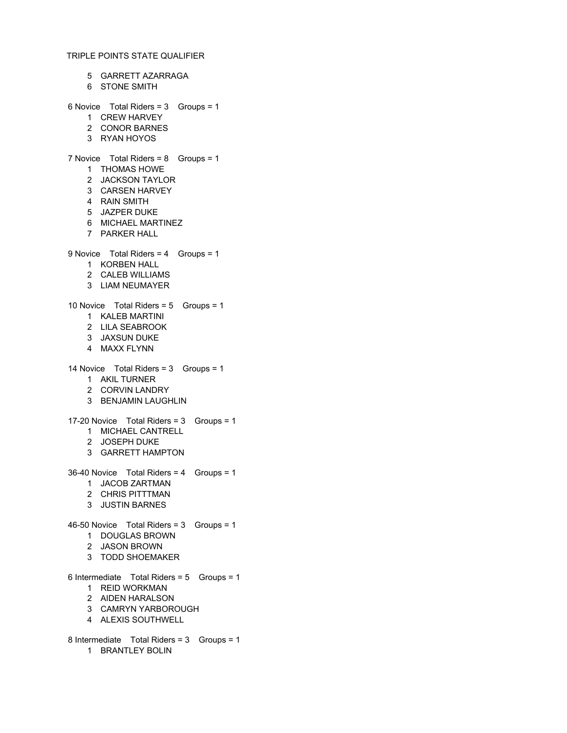TRIPLE POINTS STATE QUALIFIER

5 GARRETT AZARRAGA
6 STONE SMITH

6 Novice Total Riders = 3 Groups = 1

1 CREW HARVEY
2 CONOR BARNES
3 RYAN HOYOS

7 Novice Total Riders = 8 Groups = 1

1 THOMAS HOWE
2 JACKSON TAYLOR
3 CARSEN HARVEY
4 RAIN SMITH
5 JAZPER DUKE
6 MICHAEL MARTINEZ
7 PARKER HALL

9 Novice Total Riders = 4 Groups = 1

1 KORBEN HALL
2 CALEB WILLIAMS
3 LIAM NEUMAYER

10 Novice Total Riders = 5 Groups = 1

1 KALEB MARTINI
2 LILA SEABROOK
3 JAXSUN DUKE
4 MAXX FLYNN

14 Novice Total Riders = 3 Groups = 1

1 AKIL TURNER
2 CORVIN LANDRY
3 BENJAMIN LAUGHLIN

17-20 Novice Total Riders = 3 Groups = 1

1 MICHAEL CANTRELL
2 JOSEPH DUKE
3 GARRETT HAMPTON

36-40 Novice Total Riders = 4 Groups = 1

1 JACOB ZARTMAN
2 CHRIS PITTTMAN
3 JUSTIN BARNES

46-50 Novice Total Riders = 3 Groups = 1

1 DOUGLAS BROWN
2 JASON BROWN
3 TODD SHOEMAKER

6 Intermediate Total Riders = 5 Groups = 1

1 REID WORKMAN
2 AIDEN HARALSON
3 CAMRYN YARBOROUGH
4 ALEXIS SOUTHWELL

8 Intermediate Total Riders = 3 Groups = 1

1 BRANTLEY BOLIN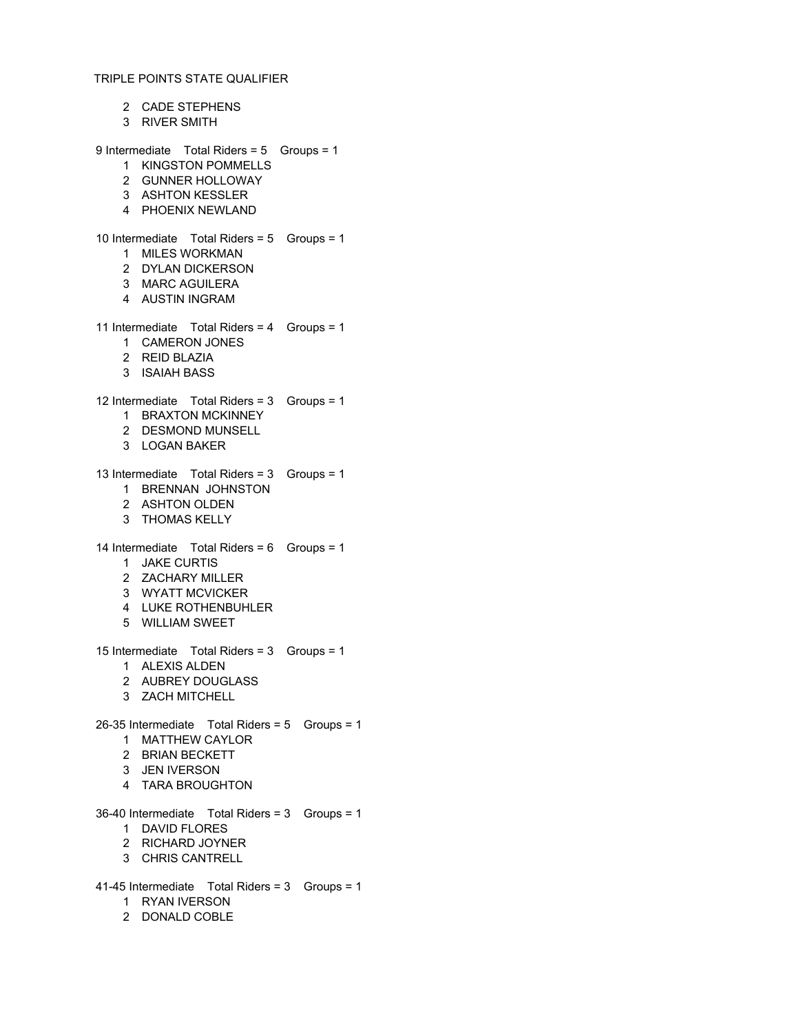TRIPLE POINTS STATE QUALIFIER

2 CADE STEPHENS
3 RIVER SMITH

9 Intermediate Total Riders = 5 Groups = 1

1 KINGSTON POMMELLS
2 GUNNER HOLLOWAY
3 ASHTON KESSLER
4 PHOENIX NEWLAND

10 Intermediate Total Riders = 5 Groups = 1

1 MILES WORKMAN
2 DYLAN DICKERSON
3 MARC AGUILERA
4 AUSTIN INGRAM

11 Intermediate Total Riders = 4 Groups = 1

1 CAMERON JONES
2 REID BLAZIA
3 ISAIAH BASS

12 Intermediate Total Riders = 3 Groups = 1

1 BRAXTON MCKINNEY
2 DESMOND MUNSELL
3 LOGAN BAKER

13 Intermediate Total Riders = 3 Groups = 1

1 BRENNAN JOHNSTON
2 ASHTON OLDEN
3 THOMAS KELLY

14 Intermediate Total Riders = 6 Groups = 1

1 JAKE CURTIS
2 ZACHARY MILLER
3 WYATT MCVICKER
4 LUKE ROTHENBUHLER
5 WILLIAM SWEET

15 Intermediate Total Riders = 3 Groups = 1

1 ALEXIS ALDEN
2 AUBREY DOUGLASS
3 ZACH MITCHELL

26-35 Intermediate Total Riders = 5 Groups = 1

1 MATTHEW CAYLOR
2 BRIAN BECKETT
3 JEN IVERSON
4 TARA BROUGHTON

36-40 Intermediate Total Riders = 3 Groups = 1

1 DAVID FLORES
2 RICHARD JOYNER
3 CHRIS CANTRELL

41-45 Intermediate Total Riders = 3 Groups = 1

1 RYAN IVERSON
2 DONALD COBLE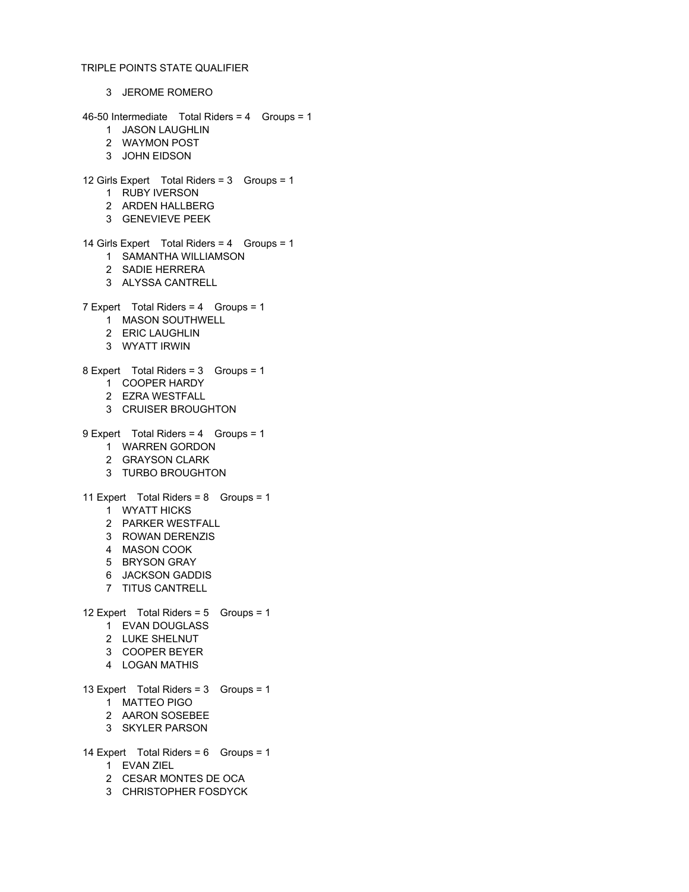TRIPLE POINTS STATE QUALIFIER

3 JEROME ROMERO

46-50 Intermediate Total Riders = 4 Groups = 1

1 JASON LAUGHLIN
2 WAYMON POST
3 JOHN EIDSON

12 Girls Expert Total Riders = 3 Groups = 1

1 RUBY IVERSON
2 ARDEN HALLBERG
3 GENEVIEVE PEEK

14 Girls Expert Total Riders = 4 Groups = 1

1 SAMANTHA WILLIAMSON
2 SADIE HERRERA
3 ALYSSA CANTRELL

7 Expert Total Riders = 4 Groups = 1

1 MASON SOUTHWELL
2 ERIC LAUGHLIN
3 WYATT IRWIN

8 Expert Total Riders = 3 Groups = 1

1 COOPER HARDY
2 EZRA WESTFALL
3 CRUISER BROUGHTON

9 Expert Total Riders = 4 Groups = 1

1 WARREN GORDON
2 GRAYSON CLARK
3 TURBO BROUGHTON

11 Expert Total Riders = 8 Groups = 1

1 WYATT HICKS
2 PARKER WESTFALL
3 ROWAN DERENZIS
4 MASON COOK
5 BRYSON GRAY
6 JACKSON GADDIS
7 TITUS CANTRELL

12 Expert Total Riders = 5 Groups = 1

1 EVAN DOUGLASS
2 LUKE SHELNUT
3 COOPER BEYER
4 LOGAN MATHIS

13 Expert Total Riders = 3 Groups = 1

1 MATTEO PIGO
2 AARON SOSEBEE
3 SKYLER PARSON

14 Expert Total Riders = 6 Groups = 1

1 EVAN ZIEL
2 CESAR MONTES DE OCA
3 CHRISTOPHER FOSDYCK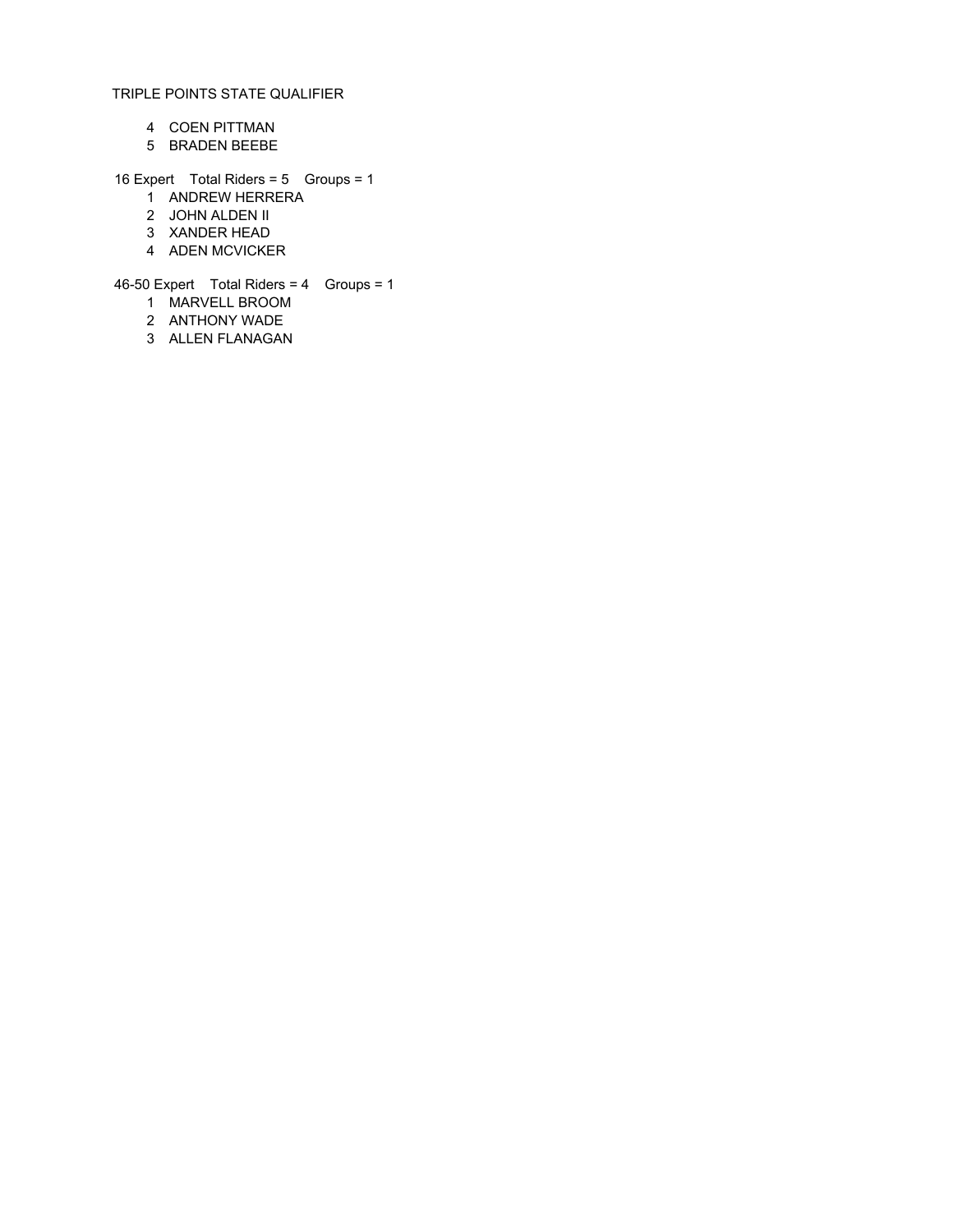TRIPLE POINTS STATE QUALIFIER

4 COEN PITTMAN
5 BRADEN BEEBE

16 Expert Total Riders = 5 Groups = 1

1 ANDREW HERRERA
2 JOHN ALDEN II
3 XANDER HEAD
4 ADEN MCVICKER

46-50 Expert Total Riders = 4 Groups = 1

1 MARVELL BROOM
2 ANTHONY WADE
3 ALLEN FLANAGAN